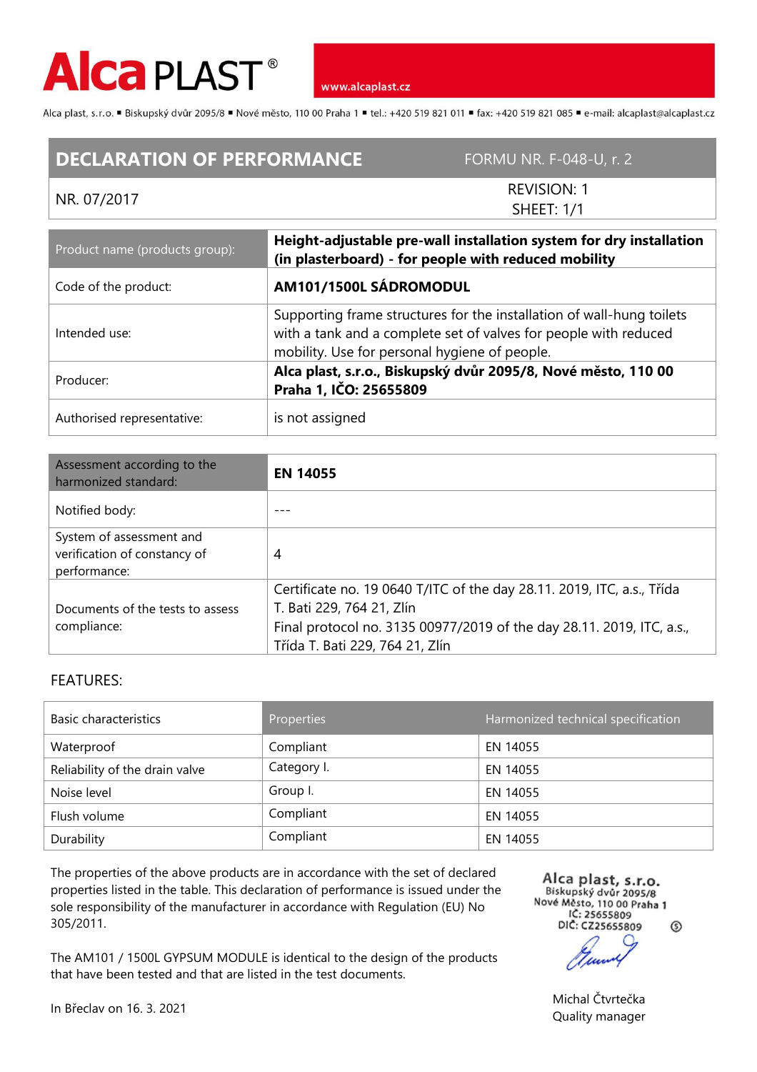# Alca PLAST®

www.alcaplast.cz

Alca plast, s.r.o. ▪ Biskupský dvůr 2095/8 ▪ Nové město, 110 00 Praha 1 ▪ tel.: +420 519 821 011 ▪ fax: +420 519 821 085 ▪ e-mail: alcaplast@alcaplast.cz

| **DECLARATION OF PERFORMANCE** | FORMU NR. F-048-U, r. 2 |
|---|---|
| NR. 07/2017 | REVISION: 1<br>SHEET: 1/1 |

| Product name (products group): | **Height-adjustable pre-wall installation system for dry installation (in plasterboard) - for people with reduced mobility** |
|---|---|
| Code of the product: | **AM101/1500L SÁDROMODUL** |
| Intended use: | Supporting frame structures for the installation of wall-hung toilets with a tank and a complete set of valves for people with reduced mobility. Use for personal hygiene of people. |
| Producer: | **Alca plast, s.r.o., Biskupský dvůr 2095/8, Nové město, 110 00 Praha 1, IČO: 25655809** |
| Authorised representative: | is not assigned |

| Assessment according to the harmonized standard: | **EN 14055** |
|---|---|
| Notified body: | --- |
| System of assessment and verification of constancy of performance: | 4 |
| Documents of the tests to assess compliance: | Certificate no. 19 0640 T/ITC of the day 28.11. 2019, ITC, a.s., Třída T. Bati 229, 764 21, Zlín<br>Final protocol no. 3135 00977/2019 of the day 28.11. 2019, ITC, a.s., Třída T. Bati 229, 764 21, Zlín |

FEATURES:

| Basic characteristics | Properties | Harmonized technical specification |
|---|---|---|
| Waterproof | Compliant | EN 14055 |
| Reliability of the drain valve | Category I. | EN 14055 |
| Noise level | Group I. | EN 14055 |
| Flush volume | Compliant | EN 14055 |
| Durability | Compliant | EN 14055 |

The properties of the above products are in accordance with the set of declared properties listed in the table. This declaration of performance is issued under the sole responsibility of the manufacturer in accordance with Regulation (EU) No 305/2011.

The AM101 / 1500L GYPSUM MODULE is identical to the design of the products that have been tested and that are listed in the test documents.

In Břeclav on 16. 3. 2021

Alca plast, s.r.o.
Biskupský dvůr 2095/8
Nové Město, 110 00 Praha 1
IČ: 25655809
DIČ: CZ25655809

Michal Čtvrtečka
Quality manager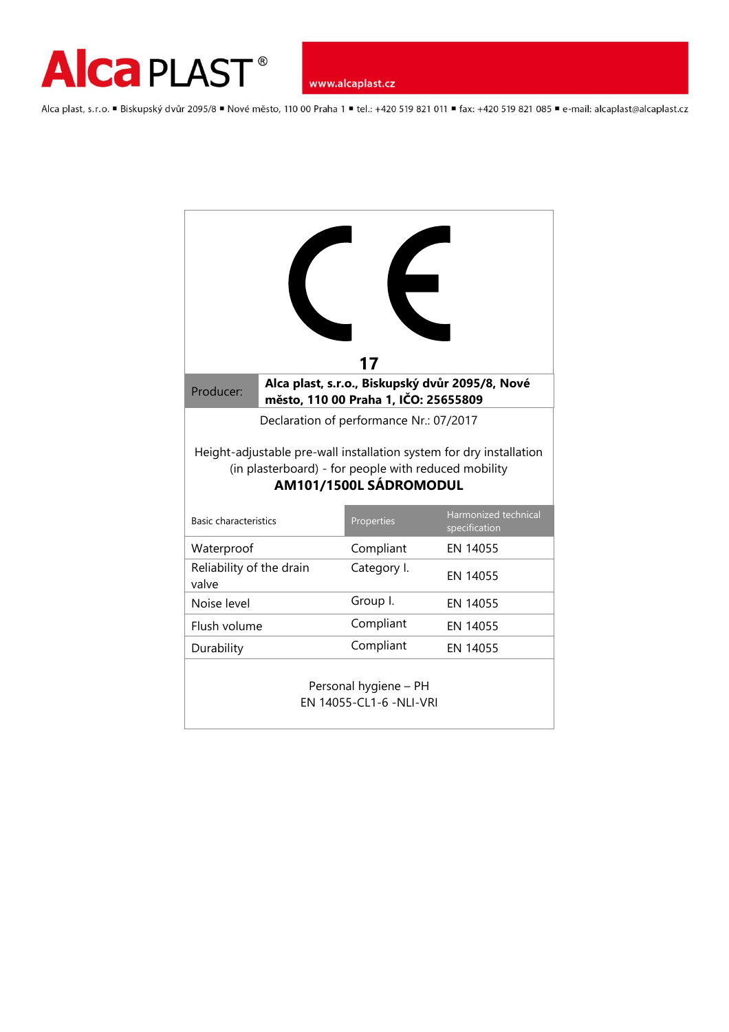Alca PLAST®

www.alcaplast.cz

Alca plast, s.r.o. ■ Biskupský dvůr 2095/8 ■ Nové město, 110 00 Praha 1 ■ tel.: +420 519 821 011 ■ fax: +420 519 821 085 ■ e-mail: alcaplast@alcaplast.cz

CE

**17**

| Producer: | **Alca plast, s.r.o., Biskupský dvůr 2095/8, Nové město, 110 00 Praha 1, IČO: 25655809** |
|---|---|

Declaration of performance Nr.: 07/2017

Height-adjustable pre-wall installation system for dry installation (in plasterboard) - for people with reduced mobility

**AM101/1500L SÁDROMODUL**

| Basic characteristics | Properties | Harmonized technical specification |
|---|---|---|
| Waterproof | Compliant | EN 14055 |
| Reliability of the drain valve | Category I. | EN 14055 |
| Noise level | Group I. | EN 14055 |
| Flush volume | Compliant | EN 14055 |
| Durability | Compliant | EN 14055 |

Personal hygiene – PH

EN 14055-CL1-6 -NLI-VRI